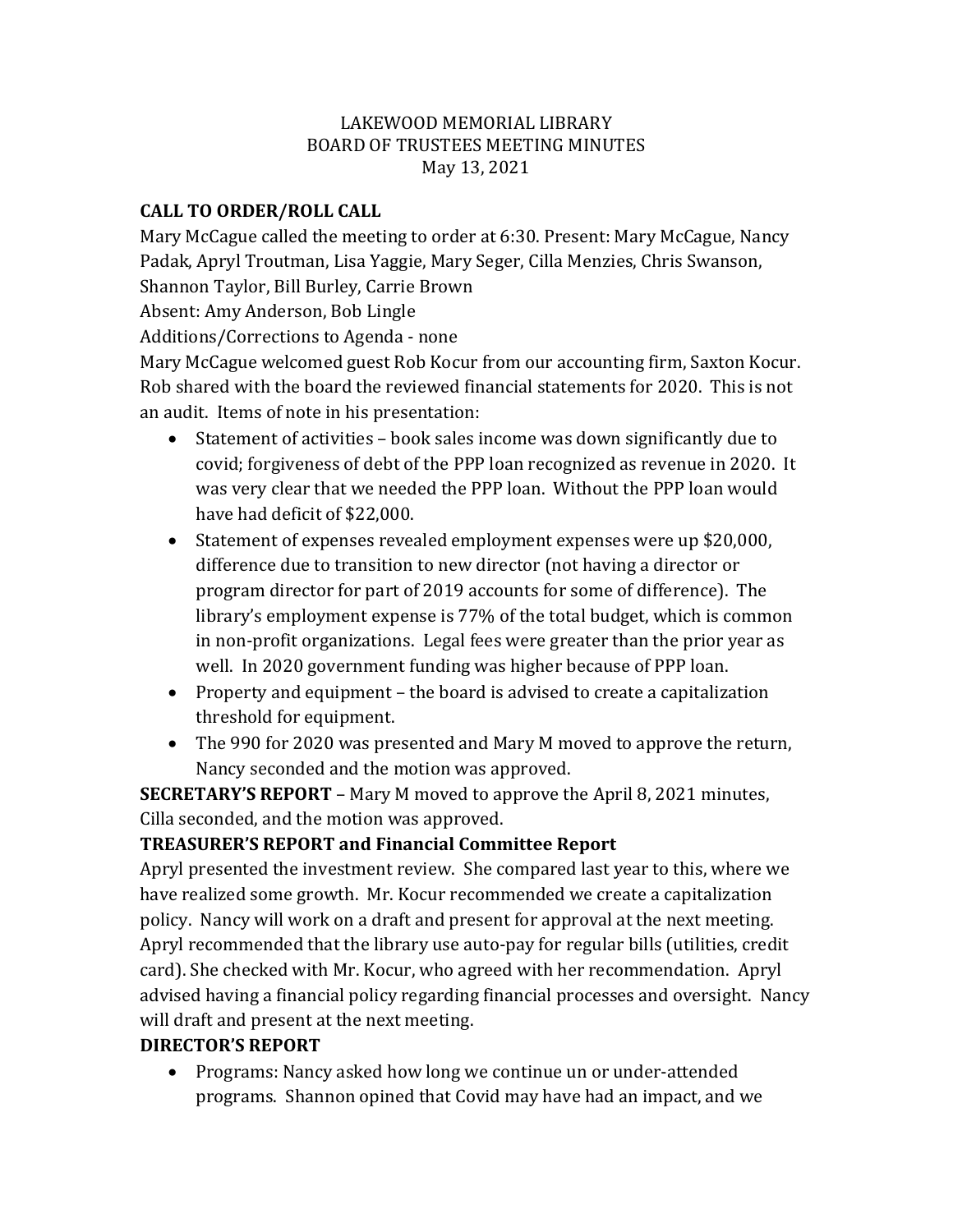LAKEWOOD MEMORIAL LIBRARY
BOARD OF TRUSTEES MEETING MINUTES
May 13, 2021

**CALL TO ORDER/ROLL CALL**

Mary McCague called the meeting to order at 6:30. Present: Mary McCague, Nancy Padak, Apryl Troutman, Lisa Yaggie, Mary Seger, Cilla Menzies, Chris Swanson, Shannon Taylor, Bill Burley, Carrie Brown

Absent: Amy Anderson, Bob Lingle

Additions/Corrections to Agenda - none

Mary McCague welcomed guest Rob Kocur from our accounting firm, Saxton Kocur. Rob shared with the board the reviewed financial statements for 2020. This is not an audit. Items of note in his presentation:

- Statement of activities – book sales income was down significantly due to covid; forgiveness of debt of the PPP loan recognized as revenue in 2020. It was very clear that we needed the PPP loan. Without the PPP loan would have had deficit of $22,000.
- Statement of expenses revealed employment expenses were up $20,000, difference due to transition to new director (not having a director or program director for part of 2019 accounts for some of difference). The library's employment expense is 77% of the total budget, which is common in non-profit organizations. Legal fees were greater than the prior year as well. In 2020 government funding was higher because of PPP loan.
- Property and equipment – the board is advised to create a capitalization threshold for equipment.
- The 990 for 2020 was presented and Mary M moved to approve the return, Nancy seconded and the motion was approved.

**SECRETARY'S REPORT** – Mary M moved to approve the April 8, 2021 minutes, Cilla seconded, and the motion was approved.

**TREASURER'S REPORT and Financial Committee Report**

Apryl presented the investment review. She compared last year to this, where we have realized some growth. Mr. Kocur recommended we create a capitalization policy. Nancy will work on a draft and present for approval at the next meeting. Apryl recommended that the library use auto-pay for regular bills (utilities, credit card). She checked with Mr. Kocur, who agreed with her recommendation. Apryl advised having a financial policy regarding financial processes and oversight. Nancy will draft and present at the next meeting.

**DIRECTOR'S REPORT**

- Programs: Nancy asked how long we continue un or under-attended programs. Shannon opined that Covid may have had an impact, and we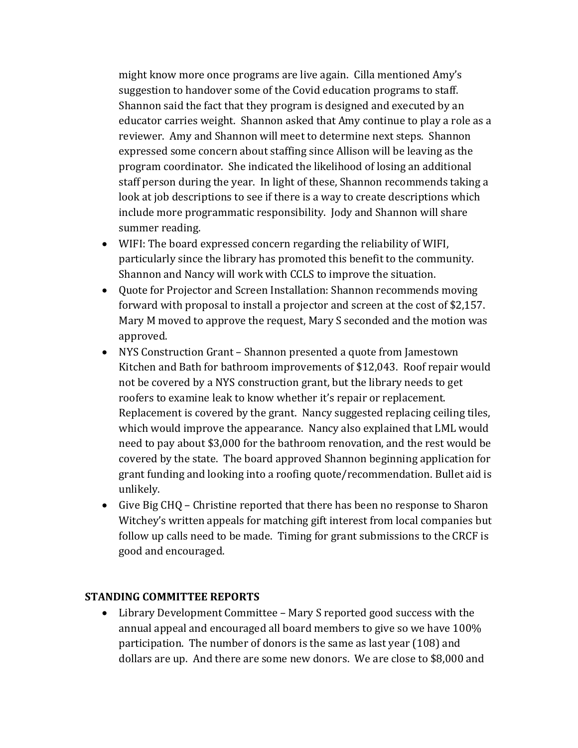might know more once programs are live again. Cilla mentioned Amy's suggestion to handover some of the Covid education programs to staff. Shannon said the fact that they program is designed and executed by an educator carries weight. Shannon asked that Amy continue to play a role as a reviewer. Amy and Shannon will meet to determine next steps. Shannon expressed some concern about staffing since Allison will be leaving as the program coordinator. She indicated the likelihood of losing an additional staff person during the year. In light of these, Shannon recommends taking a look at job descriptions to see if there is a way to create descriptions which include more programmatic responsibility. Jody and Shannon will share summer reading.

- WIFI: The board expressed concern regarding the reliability of WIFI, particularly since the library has promoted this benefit to the community. Shannon and Nancy will work with CCLS to improve the situation.
- Quote for Projector and Screen Installation: Shannon recommends moving forward with proposal to install a projector and screen at the cost of $2,157. Mary M moved to approve the request, Mary S seconded and the motion was approved.
- NYS Construction Grant – Shannon presented a quote from Jamestown Kitchen and Bath for bathroom improvements of $12,043. Roof repair would not be covered by a NYS construction grant, but the library needs to get roofers to examine leak to know whether it's repair or replacement. Replacement is covered by the grant. Nancy suggested replacing ceiling tiles, which would improve the appearance. Nancy also explained that LML would need to pay about $3,000 for the bathroom renovation, and the rest would be covered by the state. The board approved Shannon beginning application for grant funding and looking into a roofing quote/recommendation. Bullet aid is unlikely.
- Give Big CHQ – Christine reported that there has been no response to Sharon Witchey's written appeals for matching gift interest from local companies but follow up calls need to be made. Timing for grant submissions to the CRCF is good and encouraged.

## STANDING COMMITTEE REPORTS

- Library Development Committee – Mary S reported good success with the annual appeal and encouraged all board members to give so we have 100% participation. The number of donors is the same as last year (108) and dollars are up. And there are some new donors. We are close to $8,000 and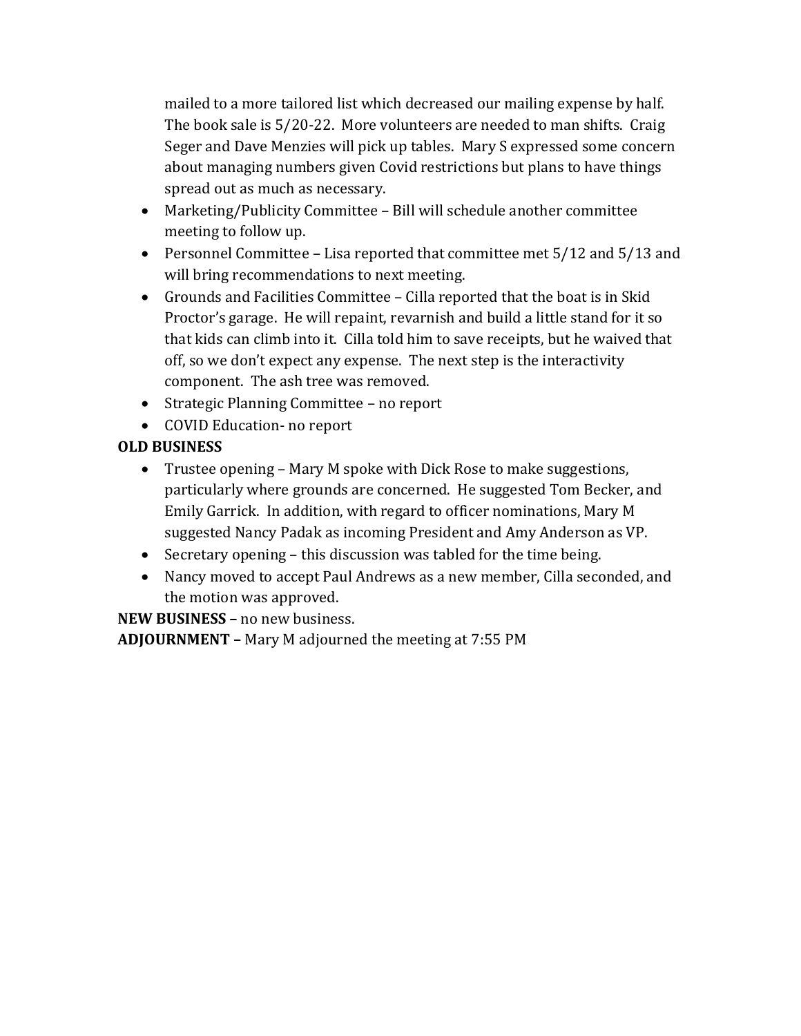mailed to a more tailored list which decreased our mailing expense by half. The book sale is 5/20-22. More volunteers are needed to man shifts. Craig Seger and Dave Menzies will pick up tables. Mary S expressed some concern about managing numbers given Covid restrictions but plans to have things spread out as much as necessary.

- Marketing/Publicity Committee – Bill will schedule another committee meeting to follow up.
- Personnel Committee – Lisa reported that committee met 5/12 and 5/13 and will bring recommendations to next meeting.
- Grounds and Facilities Committee – Cilla reported that the boat is in Skid Proctor's garage. He will repaint, revarnish and build a little stand for it so that kids can climb into it. Cilla told him to save receipts, but he waived that off, so we don't expect any expense. The next step is the interactivity component. The ash tree was removed.
- Strategic Planning Committee – no report
- COVID Education- no report

**OLD BUSINESS**

- Trustee opening – Mary M spoke with Dick Rose to make suggestions, particularly where grounds are concerned. He suggested Tom Becker, and Emily Garrick. In addition, with regard to officer nominations, Mary M suggested Nancy Padak as incoming President and Amy Anderson as VP.
- Secretary opening – this discussion was tabled for the time being.
- Nancy moved to accept Paul Andrews as a new member, Cilla seconded, and the motion was approved.

**NEW BUSINESS –** no new business.

**ADJOURNMENT –** Mary M adjourned the meeting at 7:55 PM